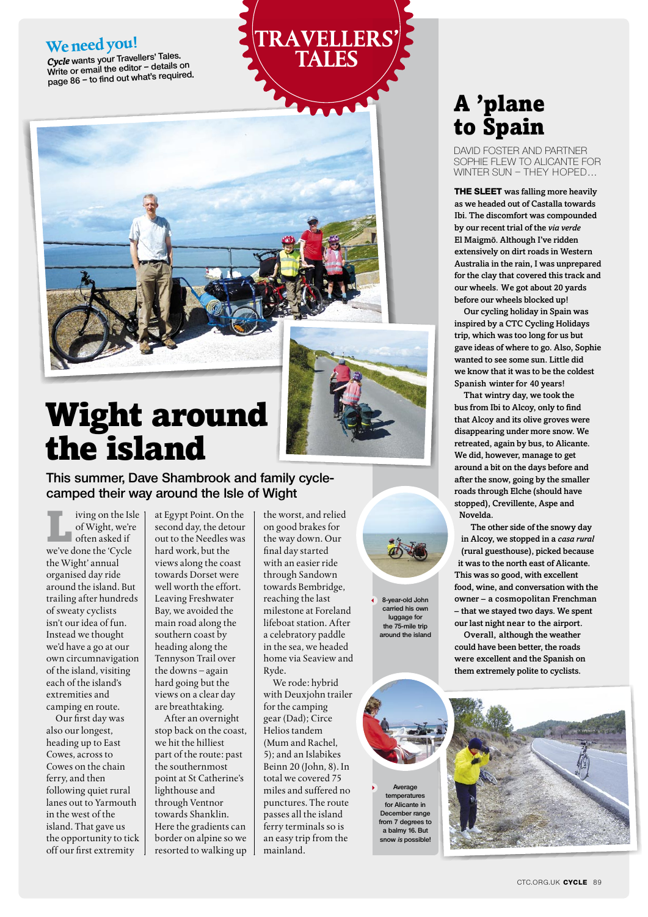**We need you!**
*Cycle* wants your Travellers' Tales. Write or email the editor – details on page 86 – to find out what's required.

# TRAVELLERS' TALES

# Wight around the island

## This summer, Dave Shambrook and family cycle-camped their way around the Isle of Wight

Living on the Isle of Wight, we're often asked if we've done the 'Cycle the Wight' annual organised day ride around the island. But trailing after hundreds of sweaty cyclists isn't our idea of fun. Instead we thought we'd have a go at our own circumnavigation of the island, visiting each of the island's extremities and camping en route.

Our first day was also our longest, heading up to East Cowes, across to Cowes on the chain ferry, and then following quiet rural lanes out to Yarmouth in the west of the island. That gave us the opportunity to tick off our first extremity at Egypt Point. On the second day, the detour out to the Needles was hard work, but the views along the coast towards Dorset were well worth the effort. Leaving Freshwater Bay, we avoided the main road along the southern coast by heading along the Tennyson Trail over the downs – again hard going but the views on a clear day are breathtaking.

After an overnight stop back on the coast, we hit the hilliest part of the route: past the southernmost point at St Catherine's lighthouse and through Ventnor towards Shanklin. Here the gradients can border on alpine so we resorted to walking up the worst, and relied on good brakes for the way down. Our final day started with an easier ride through Sandown towards Bembridge, reaching the last milestone at Foreland lifeboat station. After a celebratory paddle in the sea, we headed home via Seaview and Ryde.

We rode: hybrid with Deuxjohn trailer for the camping gear (Dad); Circe Helios tandem (Mum and Rachel, 5); and an Islabikes Beinn 20 (John, 8). In total we covered 75 miles and suffered no punctures. The route passes all the island ferry terminals so is an easy trip from the mainland.

8-year-old John carried his own luggage for the 75-mile trip around the island

# A 'plane to Spain

DAVID FOSTER AND PARTNER SOPHIE FLEW TO ALICANTE FOR WINTER SUN – THEY HOPED…

**THE SLEET** was falling more heavily as we headed out of Castalla towards Ibi. The discomfort was compounded by our recent trial of the *via verde* El Maigmō. Although I've ridden extensively on dirt roads in Western Australia in the rain, I was unprepared for the clay that covered this track and our wheels. We got about 20 yards before our wheels blocked up!

Our cycling holiday in Spain was inspired by a CTC Cycling Holidays trip, which was too long for us but gave ideas of where to go. Also, Sophie wanted to see some sun. Little did we know that it was to be the coldest Spanish winter for 40 years!

That wintry day, we took the bus from Ibi to Alcoy, only to find that Alcoy and its olive groves were disappearing under more snow. We retreated, again by bus, to Alicante. We did, however, manage to get around a bit on the days before and after the snow, going by the smaller roads through Elche (should have stopped), Crevillente, Aspe and Novelda.

The other side of the snowy day in Alcoy, we stopped in a *casa rural* (rural guesthouse), picked because it was to the north east of Alicante. This was so good, with excellent food, wine, and conversation with the owner – a cosmopolitan Frenchman – that we stayed two days. We spent our last night near to the airport.

Overall, although the weather could have been better, the roads were excellent and the Spanish on them extremely polite to cyclists.

Average temperatures for Alicante in December range from 7 degrees to a balmy 16. But snow *is* possible!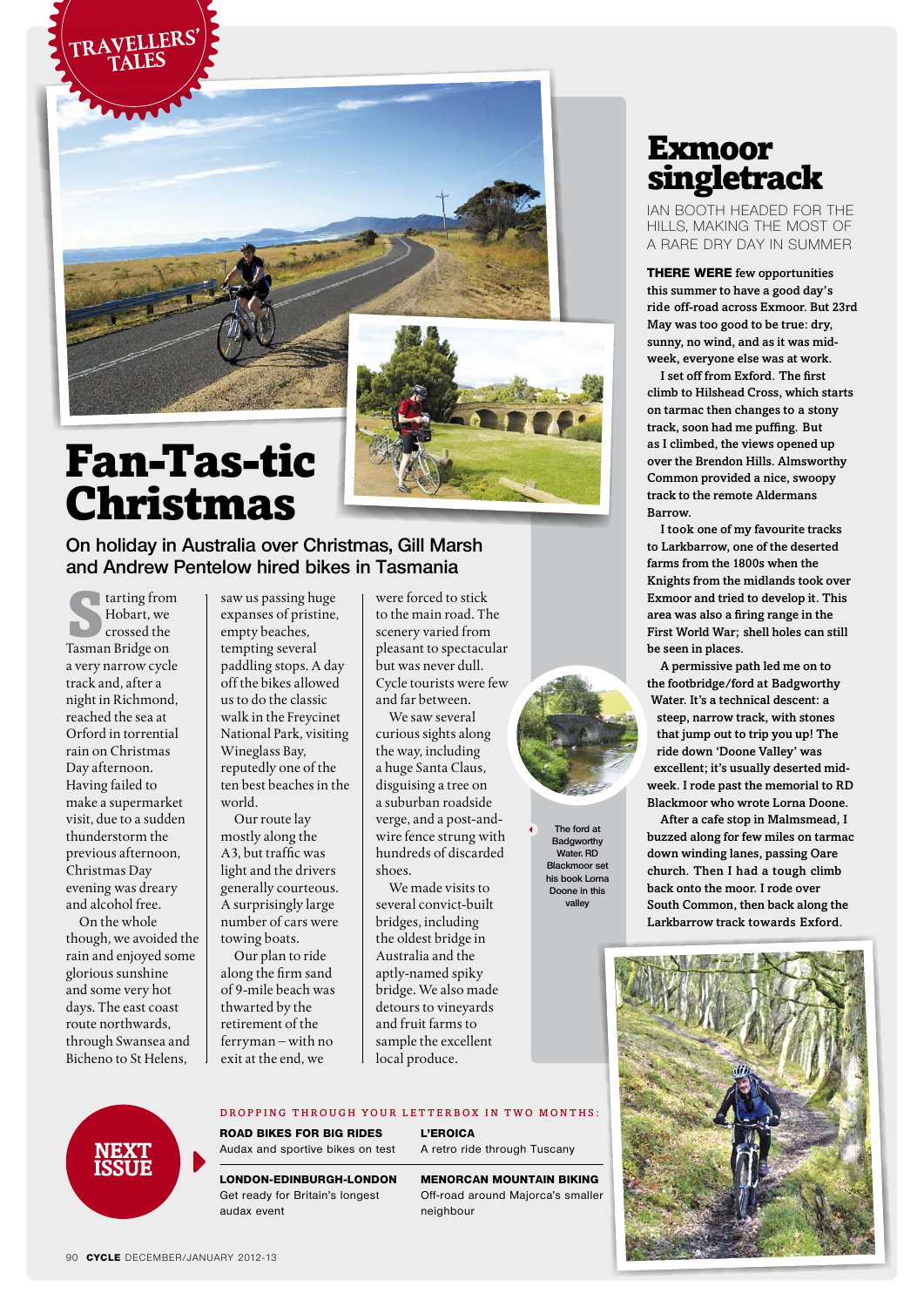TRAVELLERS' TALES

# Fan-Tas-tic Christmas

## On holiday in Australia over Christmas, Gill Marsh and Andrew Pentelow hired bikes in Tasmania

Starting from Hobart, we crossed the Tasman Bridge on a very narrow cycle track and, after a night in Richmond, reached the sea at Orford in torrential rain on Christmas Day afternoon. Having failed to make a supermarket visit, due to a sudden thunderstorm the previous afternoon, Christmas Day evening was dreary and alcohol free.

On the whole though, we avoided the rain and enjoyed some glorious sunshine and some very hot days. The east coast route northwards, through Swansea and Bicheno to St Helens, saw us passing huge expanses of pristine, empty beaches, tempting several paddling stops. A day off the bikes allowed us to do the classic walk in the Freycinet National Park, visiting Wineglass Bay, reputedly one of the ten best beaches in the world.

Our route lay mostly along the A3, but traffic was light and the drivers generally courteous. A surprisingly large number of cars were towing boats.

Our plan to ride along the firm sand of 9-mile beach was thwarted by the retirement of the ferryman – with no exit at the end, we were forced to stick to the main road. The scenery varied from pleasant to spectacular but was never dull. Cycle tourists were few and far between.

We saw several curious sights along the way, including a huge Santa Claus, disguising a tree on a suburban roadside verge, and a post-and-wire fence strung with hundreds of discarded shoes.

We made visits to several convict-built bridges, including the oldest bridge in Australia and the aptly-named spiky bridge. We also made detours to vineyards and fruit farms to sample the excellent local produce.

# Exmoor singletrack

IAN BOOTH HEADED FOR THE HILLS, MAKING THE MOST OF A RARE DRY DAY IN SUMMER

**THERE WERE** few opportunities this summer to have a good day's ride off-road across Exmoor. But 23rd May was too good to be true: dry, sunny, no wind, and as it was mid-week, everyone else was at work.

I set off from Exford. The first climb to Hilshead Cross, which starts on tarmac then changes to a stony track, soon had me puffing. But as I climbed, the views opened up over the Brendon Hills. Almsworthy Common provided a nice, swoopy track to the remote Aldermans Barrow.

I took one of my favourite tracks to Larkbarrow, one of the deserted farms from the 1800s when the Knights from the midlands took over Exmoor and tried to develop it. This area was also a firing range in the First World War; shell holes can still be seen in places.

A permissive path led me on to the footbridge/ford at Badgworthy Water. It's a technical descent: a steep, narrow track, with stones that jump out to trip you up! The ride down 'Doone Valley' was excellent; it's usually deserted mid-week. I rode past the memorial to RD Blackmoor who wrote Lorna Doone.

After a cafe stop in Malmsmead, I buzzed along for few miles on tarmac down winding lanes, passing Oare church. Then I had a tough climb back onto the moor. I rode over South Common, then back along the Larkbarrow track towards Exford.

The ford at Badgworthy Water. RD Blackmoor set his book Lorna Doone in this valley

**NEXT ISSUE**

DROPPING THROUGH YOUR LETTERBOX IN TWO MONTHS:

**ROAD BIKES FOR BIG RIDES**
Audax and sportive bikes on test

**L'EROICA**
A retro ride through Tuscany

**LONDON-EDINBURGH-LONDON**
Get ready for Britain's longest audax event

**MENORCAN MOUNTAIN BIKING**
Off-road around Majorca's smaller neighbour